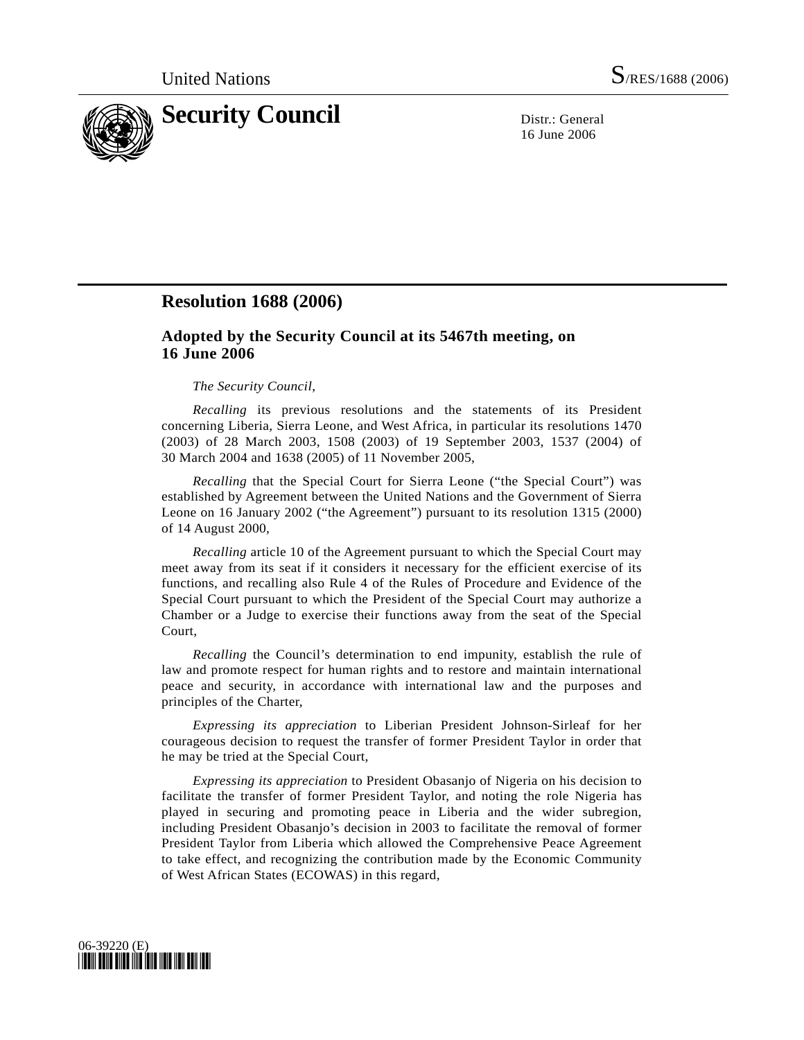United Nations S/RES/1688 (2006)

# Security Council

Distr.: General
16 June 2006

## Resolution 1688 (2006)

### Adopted by the Security Council at its 5467th meeting, on 16 June 2006

*The Security Council*,

*Recalling* its previous resolutions and the statements of its President concerning Liberia, Sierra Leone, and West Africa, in particular its resolutions 1470 (2003) of 28 March 2003, 1508 (2003) of 19 September 2003, 1537 (2004) of 30 March 2004 and 1638 (2005) of 11 November 2005,

*Recalling* that the Special Court for Sierra Leone ("the Special Court") was established by Agreement between the United Nations and the Government of Sierra Leone on 16 January 2002 ("the Agreement") pursuant to its resolution 1315 (2000) of 14 August 2000,

*Recalling* article 10 of the Agreement pursuant to which the Special Court may meet away from its seat if it considers it necessary for the efficient exercise of its functions, and recalling also Rule 4 of the Rules of Procedure and Evidence of the Special Court pursuant to which the President of the Special Court may authorize a Chamber or a Judge to exercise their functions away from the seat of the Special Court,

*Recalling* the Council's determination to end impunity, establish the rule of law and promote respect for human rights and to restore and maintain international peace and security, in accordance with international law and the purposes and principles of the Charter,

*Expressing its appreciation* to Liberian President Johnson-Sirleaf for her courageous decision to request the transfer of former President Taylor in order that he may be tried at the Special Court,

*Expressing its appreciation* to President Obasanjo of Nigeria on his decision to facilitate the transfer of former President Taylor, and noting the role Nigeria has played in securing and promoting peace in Liberia and the wider subregion, including President Obasanjo's decision in 2003 to facilitate the removal of former President Taylor from Liberia which allowed the Comprehensive Peace Agreement to take effect, and recognizing the contribution made by the Economic Community of West African States (ECOWAS) in this regard,

06-39220 (E)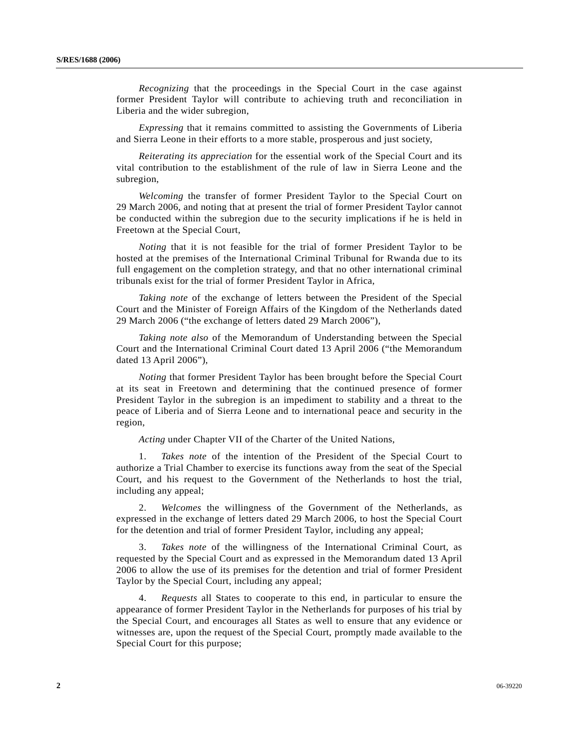*Recognizing* that the proceedings in the Special Court in the case against former President Taylor will contribute to achieving truth and reconciliation in Liberia and the wider subregion,

*Expressing* that it remains committed to assisting the Governments of Liberia and Sierra Leone in their efforts to a more stable, prosperous and just society,

*Reiterating its appreciation* for the essential work of the Special Court and its vital contribution to the establishment of the rule of law in Sierra Leone and the subregion,

*Welcoming* the transfer of former President Taylor to the Special Court on 29 March 2006, and noting that at present the trial of former President Taylor cannot be conducted within the subregion due to the security implications if he is held in Freetown at the Special Court,

*Noting* that it is not feasible for the trial of former President Taylor to be hosted at the premises of the International Criminal Tribunal for Rwanda due to its full engagement on the completion strategy, and that no other international criminal tribunals exist for the trial of former President Taylor in Africa,

*Taking note* of the exchange of letters between the President of the Special Court and the Minister of Foreign Affairs of the Kingdom of the Netherlands dated 29 March 2006 ("the exchange of letters dated 29 March 2006"),

*Taking note also* of the Memorandum of Understanding between the Special Court and the International Criminal Court dated 13 April 2006 ("the Memorandum dated 13 April 2006"),

*Noting* that former President Taylor has been brought before the Special Court at its seat in Freetown and determining that the continued presence of former President Taylor in the subregion is an impediment to stability and a threat to the peace of Liberia and of Sierra Leone and to international peace and security in the region,

*Acting* under Chapter VII of the Charter of the United Nations,

1. *Takes note* of the intention of the President of the Special Court to authorize a Trial Chamber to exercise its functions away from the seat of the Special Court, and his request to the Government of the Netherlands to host the trial, including any appeal;

2. *Welcomes* the willingness of the Government of the Netherlands, as expressed in the exchange of letters dated 29 March 2006, to host the Special Court for the detention and trial of former President Taylor, including any appeal;

3. *Takes note* of the willingness of the International Criminal Court, as requested by the Special Court and as expressed in the Memorandum dated 13 April 2006 to allow the use of its premises for the detention and trial of former President Taylor by the Special Court, including any appeal;

4. *Requests* all States to cooperate to this end, in particular to ensure the appearance of former President Taylor in the Netherlands for purposes of his trial by the Special Court, and encourages all States as well to ensure that any evidence or witnesses are, upon the request of the Special Court, promptly made available to the Special Court for this purpose;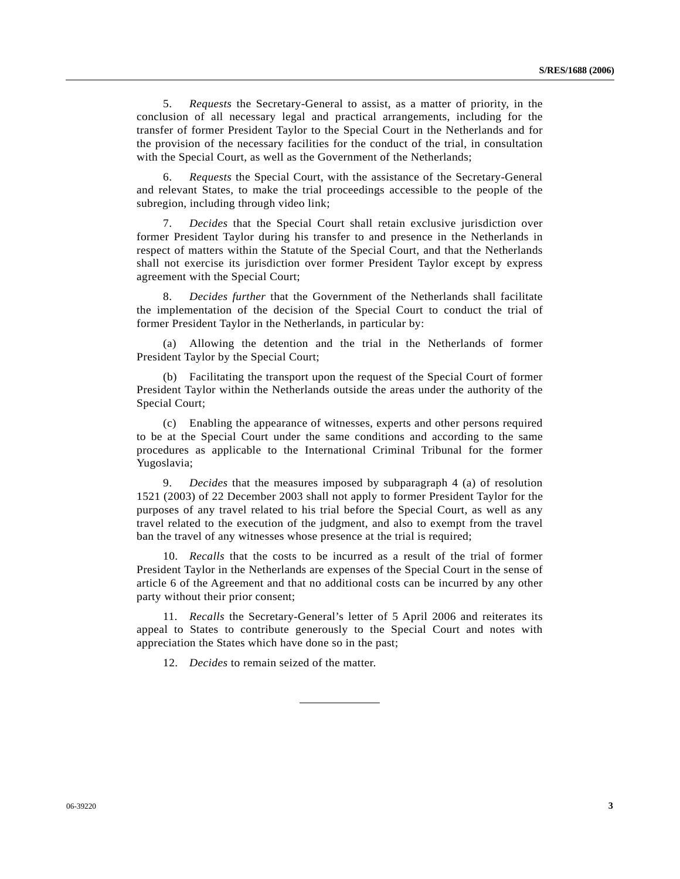5. *Requests* the Secretary-General to assist, as a matter of priority, in the conclusion of all necessary legal and practical arrangements, including for the transfer of former President Taylor to the Special Court in the Netherlands and for the provision of the necessary facilities for the conduct of the trial, in consultation with the Special Court, as well as the Government of the Netherlands;

6. *Requests* the Special Court, with the assistance of the Secretary-General and relevant States, to make the trial proceedings accessible to the people of the subregion, including through video link;

7. *Decides* that the Special Court shall retain exclusive jurisdiction over former President Taylor during his transfer to and presence in the Netherlands in respect of matters within the Statute of the Special Court, and that the Netherlands shall not exercise its jurisdiction over former President Taylor except by express agreement with the Special Court;

8. *Decides further* that the Government of the Netherlands shall facilitate the implementation of the decision of the Special Court to conduct the trial of former President Taylor in the Netherlands, in particular by:

(a) Allowing the detention and the trial in the Netherlands of former President Taylor by the Special Court;

(b) Facilitating the transport upon the request of the Special Court of former President Taylor within the Netherlands outside the areas under the authority of the Special Court;

(c) Enabling the appearance of witnesses, experts and other persons required to be at the Special Court under the same conditions and according to the same procedures as applicable to the International Criminal Tribunal for the former Yugoslavia;

9. *Decides* that the measures imposed by subparagraph 4 (a) of resolution 1521 (2003) of 22 December 2003 shall not apply to former President Taylor for the purposes of any travel related to his trial before the Special Court, as well as any travel related to the execution of the judgment, and also to exempt from the travel ban the travel of any witnesses whose presence at the trial is required;

10. *Recalls* that the costs to be incurred as a result of the trial of former President Taylor in the Netherlands are expenses of the Special Court in the sense of article 6 of the Agreement and that no additional costs can be incurred by any other party without their prior consent;

11. *Recalls* the Secretary-General's letter of 5 April 2006 and reiterates its appeal to States to contribute generously to the Special Court and notes with appreciation the States which have done so in the past;

12. *Decides* to remain seized of the matter.